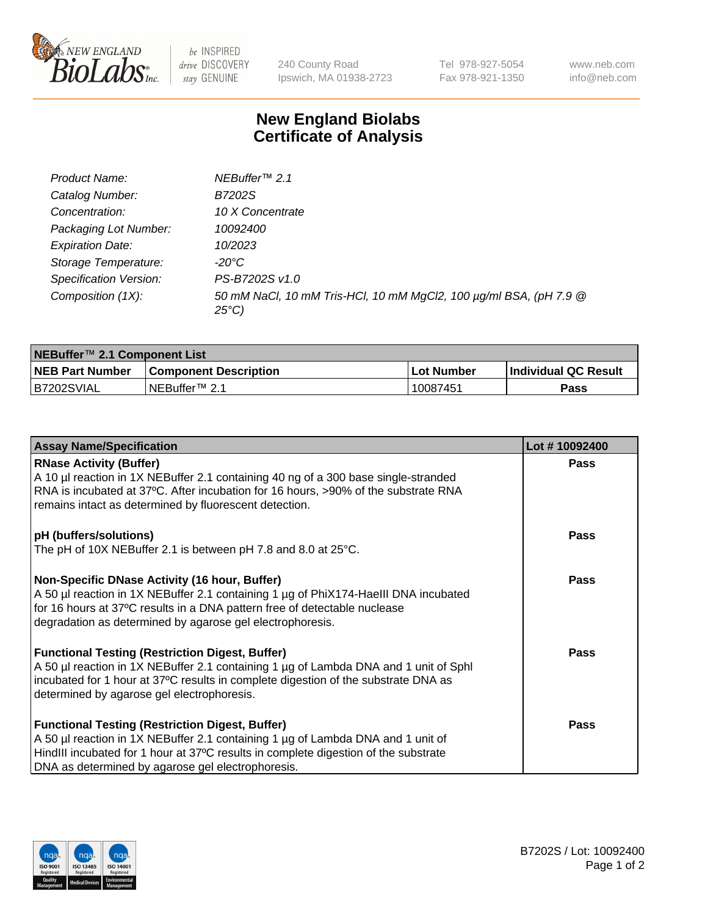# New England Biolabs
# Certificate of Analysis

| | |
|---|---|
| *Product Name:* | *NEBuffer™ 2.1* |
| *Catalog Number:* | *B7202S* |
| *Concentration:* | *10 X Concentrate* |
| *Packaging Lot Number:* | *10092400* |
| *Expiration Date:* | *10/2023* |
| *Storage Temperature:* | *-20°C* |
| *Specification Version:* | *PS-B7202S v1.0* |
| *Composition (1X):* | *50 mM NaCl, 10 mM Tris-HCl, 10 mM MgCl2, 100 µg/ml BSA, (pH 7.9 @ 25°C)* |

| NEBuffer™ 2.1 Component List | | | |
|---|---|---|---|
| **NEB Part Number** | **Component Description** | **Lot Number** | **Individual QC Result** |
| B7202SVIAL | NEBuffer™ 2.1 | 10087451 | **Pass** |

| Assay Name/Specification | Lot # 10092400 |
|---|---|
| **RNase Activity (Buffer)**<br>A 10 µl reaction in 1X NEBuffer 2.1 containing 40 ng of a 300 base single-stranded RNA is incubated at 37ºC. After incubation for 16 hours, >90% of the substrate RNA remains intact as determined by fluorescent detection. | **Pass** |
| **pH (buffers/solutions)**<br>The pH of 10X NEBuffer 2.1 is between pH 7.8 and 8.0 at 25°C. | **Pass** |
| **Non-Specific DNase Activity (16 hour, Buffer)**<br>A 50 µl reaction in 1X NEBuffer 2.1 containing 1 µg of PhiX174-HaeIII DNA incubated for 16 hours at 37ºC results in a DNA pattern free of detectable nuclease degradation as determined by agarose gel electrophoresis. | **Pass** |
| **Functional Testing (Restriction Digest, Buffer)**<br>A 50 µl reaction in 1X NEBuffer 2.1 containing 1 µg of Lambda DNA and 1 unit of SphI incubated for 1 hour at 37ºC results in complete digestion of the substrate DNA as determined by agarose gel electrophoresis. | **Pass** |
| **Functional Testing (Restriction Digest, Buffer)**<br>A 50 µl reaction in 1X NEBuffer 2.1 containing 1 µg of Lambda DNA and 1 unit of HindIII incubated for 1 hour at 37ºC results in complete digestion of the substrate DNA as determined by agarose gel electrophoresis. | **Pass** |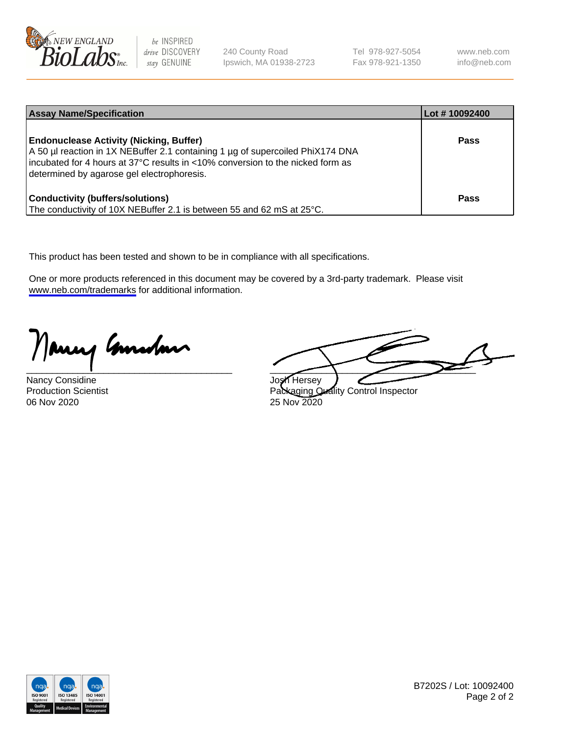240 County Road
Ipswich, MA 01938-2723

Tel 978-927-5054
Fax 978-921-1350

www.neb.com
info@neb.com

| Assay Name/Specification | Lot # 10092400 |
| --- | --- |
| **Endonuclease Activity (Nicking, Buffer)**<br>A 50 µl reaction in 1X NEBuffer 2.1 containing 1 µg of supercoiled PhiX174 DNA incubated for 4 hours at 37°C results in <10% conversion to the nicked form as determined by agarose gel electrophoresis. | Pass |
| **Conductivity (buffers/solutions)**<br>The conductivity of 10X NEBuffer 2.1 is between 55 and 62 mS at 25°C. | Pass |

This product has been tested and shown to be in compliance with all specifications.

One or more products referenced in this document may be covered by a 3rd-party trademark. Please visit www.neb.com/trademarks for additional information.

Nancy Considine
Production Scientist
06 Nov 2020

Josh Hersey
Packaging Quality Control Inspector
25 Nov 2020

B7202S / Lot: 10092400